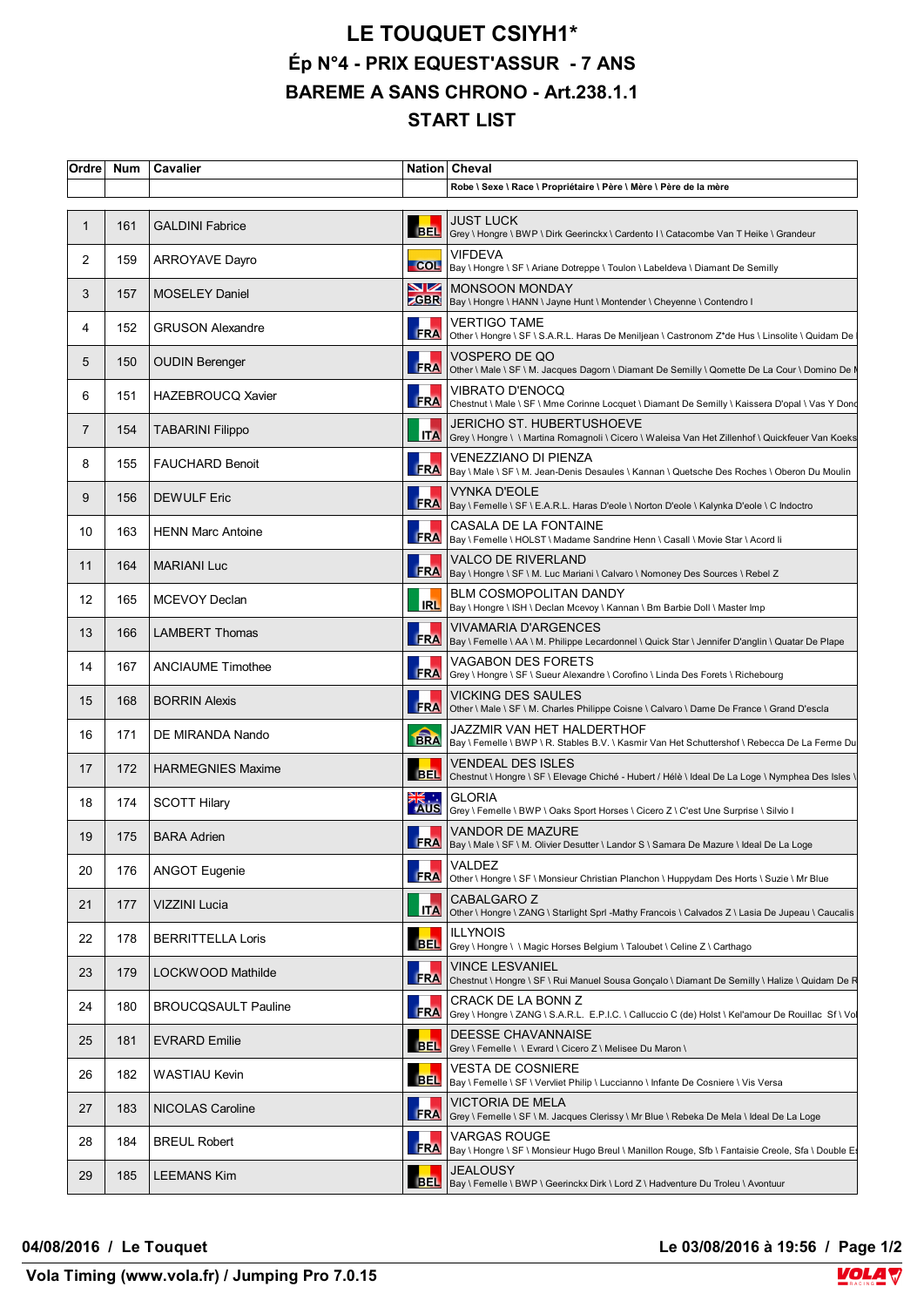# LE TOUQUET CSIYH1*

## Ép N°4 - PRIX EQUEST'ASSUR - 7 ANS

## BAREME A SANS CHRONO - Art.238.1.1

## START LIST

| Ordre | Num | Cavalier | Nation | Cheval |
|---|---|---|---|---|
| | | | | Robe \ Sexe \ Race \ Propriétaire \ Père \ Mère \ Père de la mère |
| 1 | 161 | GALDINI Fabrice | BEL | JUST LUCK<br>Grey \ Hongre \ BWP \ Dirk Geerinckx \ Cardento I \ Catacombe Van T Heike \ Grandeur |
| 2 | 159 | ARROYAVE Dayro | COL | VIFDEVA<br>Bay \ Hongre \ SF \ Ariane Dotreppe \ Toulon \ Labeldeva \ Diamant De Semilly |
| 3 | 157 | MOSELEY Daniel | GBR | MONSOON MONDAY<br>Bay \ Hongre \ HANN \ Jayne Hunt \ Montender \ Cheyenne \ Contendro I |
| 4 | 152 | GRUSON Alexandre | FRA | VERTIGO TAME<br>Other \ Hongre \ SF \ S.A.R.L. Haras De Meniljean \ Castronom Z*de Hus \ Linsolite \ Quidam De |
| 5 | 150 | OUDIN Berenger | FRA | VOSPERO DE QO<br>Other \ Male \ SF \ M. Jacques Dagorn \ Diamant De Semilly \ Qomette De La Cour \ Domino De M |
| 6 | 151 | HAZEBROUCQ Xavier | FRA | VIBRATO D'ENOCQ<br>Chestnut \ Male \ SF \ Mme Corinne Locquet \ Diamant De Semilly \ Kaissera D'opal \ Vas Y Dond |
| 7 | 154 | TABARINI Filippo | ITA | JERICHO ST. HUBERTUSHOEVE<br>Grey \ Hongre \ \ Martina Romagnoli \ Cicero \ Waleisa Van Het Zillenhof \ Quickfeuer Van Koeks |
| 8 | 155 | FAUCHARD Benoit | FRA | VENEZZIANO DI PIENZA<br>Bay \ Male \ SF \ M. Jean-Denis Desaules \ Kannan \ Quetsche Des Roches \ Oberon Du Moulin |
| 9 | 156 | DEWULF Eric | FRA | VYNKA D'EOLE<br>Bay \ Femelle \ SF \ E.A.R.L. Haras D'eole \ Norton D'eole \ Kalynka D'eole \ C Indoctro |
| 10 | 163 | HENN Marc Antoine | FRA | CASALA DE LA FONTAINE<br>Bay \ Femelle \ HOLST \ Madame Sandrine Henn \ Casall \ Movie Star \ Acord Ii |
| 11 | 164 | MARIANI Luc | FRA | VALCO DE RIVERLAND<br>Bay \ Hongre \ SF \ M. Luc Mariani \ Calvaro \ Nomoney Des Sources \ Rebel Z |
| 12 | 165 | MCEVOY Declan | IRL | BLM COSMOPOLITAN DANDY<br>Bay \ Hongre \ ISH \ Declan Mcevoy \ Kannan \ Bm Barbie Doll \ Master Imp |
| 13 | 166 | LAMBERT Thomas | FRA | VIVAMARIA D'ARGENCES<br>Bay \ Femelle \ AA \ M. Philippe Lecardonnel \ Quick Star \ Jennifer D'anglin \ Quatar De Plape |
| 14 | 167 | ANCIAUME Timothee | FRA | VAGABON DES FORETS<br>Grey \ Hongre \ SF \ Sueur Alexandre \ Corofino \ Linda Des Forets \ Richebourg |
| 15 | 168 | BORRIN Alexis | FRA | VICKING DES SAULES<br>Other \ Male \ SF \ M. Charles Philippe Coisne \ Calvaro \ Dame De France \ Grand D'escla |
| 16 | 171 | DE MIRANDA Nando | BRA | JAZZMIR VAN HET HALDERTHOF<br>Bay \ Femelle \ BWP \ R. Stables B.V. \ Kasmir Van Het Schuttershof \ Rebecca De La Ferme Du |
| 17 | 172 | HARMEGNIES Maxime | BEL | VENDEAL DES ISLES<br>Chestnut \ Hongre \ SF \ Elevage Chiché - Hubert / Hélè \ Ideal De La Loge \ Nymphea Des Isles \ |
| 18 | 174 | SCOTT Hilary | AUS | GLORIA<br>Grey \ Femelle \ BWP \ Oaks Sport Horses \ Cicero Z \ C'est Une Surprise \ Silvio I |
| 19 | 175 | BARA Adrien | FRA | VANDOR DE MAZURE<br>Bay \ Male \ SF \ M. Olivier Desutter \ Landor S \ Samara De Mazure \ Ideal De La Loge |
| 20 | 176 | ANGOT Eugenie | FRA | VALDEZ<br>Other \ Hongre \ SF \ Monsieur Christian Planchon \ Huppydam Des Horts \ Suzie \ Mr Blue |
| 21 | 177 | VIZZINI Lucia | ITA | CABALGARO Z<br>Other \ Hongre \ ZANG \ Starlight Sprl -Mathy Francois \ Calvados Z \ Lasia De Jupeau \ Caucalis |
| 22 | 178 | BERRITTELLA Loris | BEL | ILLYNOIS<br>Grey \ Hongre \ \ Magic Horses Belgium \ Taloubet \ Celine Z \ Carthago |
| 23 | 179 | LOCKWOOD Mathilde | FRA | VINCE LESVANIEL<br>Chestnut \ Hongre \ SF \ Rui Manuel Sousa Gonçalo \ Diamant De Semilly \ Halize \ Quidam De R |
| 24 | 180 | BROUCQSAULT Pauline | FRA | CRACK DE LA BONN Z<br>Grey \ Hongre \ ZANG \ S.A.R.L. E.P.I.C. \ Calluccio C (de) Holst \ Kel'amour De Rouillac Sf \ Vo |
| 25 | 181 | EVRARD Emilie | BEL | DEESSE CHAVANNAISE<br>Grey \ Femelle \ \ Evrard \ Cicero Z \ Melisee Du Maron \ |
| 26 | 182 | WASTIAU Kevin | BEL | VESTA DE COSNIERE<br>Bay \ Femelle \ SF \ Vervliet Philip \ Luccianno \ Infante De Cosniere \ Vis Versa |
| 27 | 183 | NICOLAS Caroline | FRA | VICTORIA DE MELA<br>Grey \ Femelle \ SF \ M. Jacques Clerissy \ Mr Blue \ Rebeka De Mela \ Ideal De La Loge |
| 28 | 184 | BREUL Robert | FRA | VARGAS ROUGE<br>Bay \ Hongre \ SF \ Monsieur Hugo Breul \ Manillon Rouge, Sfb \ Fantaisie Creole, Sfa \ Double E |
| 29 | 185 | LEEMANS Kim | BEL | JEALOUSY<br>Bay \ Femelle \ BWP \ Geerinckx Dirk \ Lord Z \ Hadventure Du Troleu \ Avontuur |

**04/08/2016 / Le Touquet** — **Le 03/08/2016 à 19:56**

**Vola Timing (www.vola.fr) / Jumping Pro 7.0.15**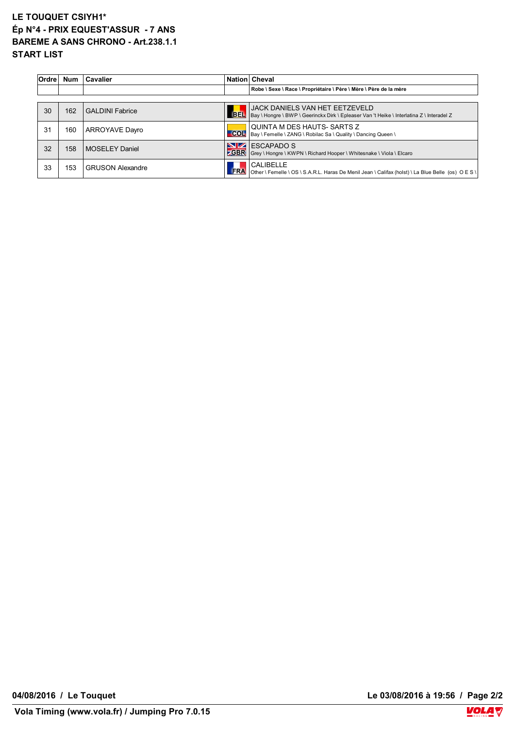**LE TOUQUET CSIYH1***
**Ép N°4 - PRIX EQUEST'ASSUR - 7 ANS**
**BAREME A SANS CHRONO - Art.238.1.1**
**START LIST**

| Ordre | Num | Cavalier | Nation | Cheval |
|---|---|---|---|---|
| | | | | Robe \ Sexe \ Race \ Propriétaire \ Père \ Mère \ Père de la mère |
| 30 | 162 | GALDINI Fabrice | BEL | JACK DANIELS VAN HET EETZEVELD<br>Bay \ Hongre \ BWP \ Geerinckx Dirk \ Epleaser Van 't Heike \ Interlatina Z \ Interadel Z |
| 31 | 160 | ARROYAVE Dayro | COL | QUINTA M DES HAUTS- SARTS Z<br>Bay \ Femelle \ ZANG \ Robilac Sa \ Quality \ Dancing Queen \ |
| 32 | 158 | MOSELEY Daniel | GBR | ESCAPADO S<br>Grey \ Hongre \ KWPN \ Richard Hooper \ Whitesnake \ Viola \ Elcaro |
| 33 | 153 | GRUSON Alexandre | FRA | CALIBELLE<br>Other \ Femelle \ OS \ S.A.R.L. Haras De Menil Jean \ Califax (holst) \ La Blue Belle (os) O E S \ |

04/08/2016 / Le Touquet — Le 03/08/2016 à 19:56

Vola Timing (www.vola.fr) / Jumping Pro 7.0.15